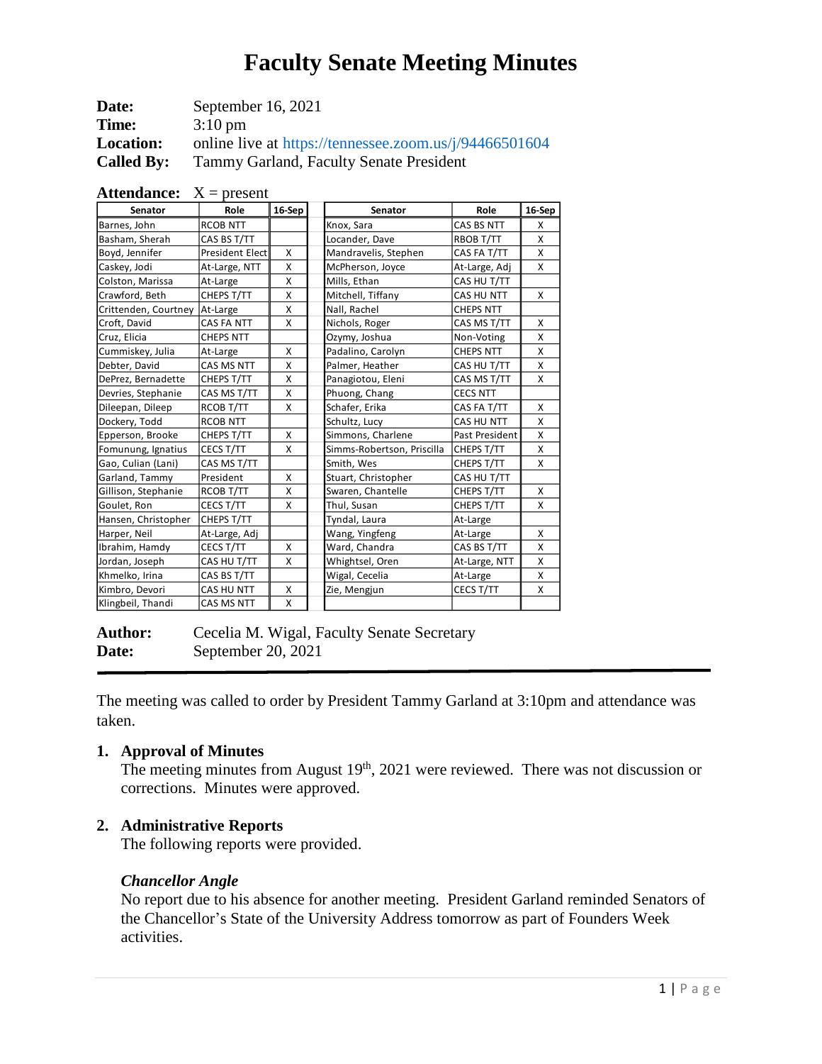# Faculty Senate Meeting Minutes

**Date:** September 16, 2021
**Time:** 3:10 pm
**Location:** online live at https://tennessee.zoom.us/j/94466501604
**Called By:** Tammy Garland, Faculty Senate President

**Attendance:** X = present

| Senator | Role | 16-Sep | | Senator | Role | 16-Sep |
|---|---|---|---|---|---|---|
| Barnes, John | RCOB NTT | | | Knox, Sara | CAS BS NTT | X |
| Basham, Sherah | CAS BS T/TT | | | Locander, Dave | RBOB T/TT | X |
| Boyd, Jennifer | President Elect | X | | Mandravelis, Stephen | CAS FA T/TT | X |
| Caskey, Jodi | At-Large, NTT | X | | McPherson, Joyce | At-Large, Adj | X |
| Colston, Marissa | At-Large | X | | Mills, Ethan | CAS HU T/TT | |
| Crawford, Beth | CHEPS T/TT | X | | Mitchell, Tiffany | CAS HU NTT | X |
| Crittenden, Courtney | At-Large | X | | Nall, Rachel | CHEPS NTT | |
| Croft, David | CAS FA NTT | X | | Nichols, Roger | CAS MS T/TT | X |
| Cruz, Elicia | CHEPS NTT | | | Ozymy, Joshua | Non-Voting | X |
| Cummiskey, Julia | At-Large | X | | Padalino, Carolyn | CHEPS NTT | X |
| Debter, David | CAS MS NTT | X | | Palmer, Heather | CAS HU T/TT | X |
| DePrez, Bernadette | CHEPS T/TT | X | | Panagiotou, Eleni | CAS MS T/TT | X |
| Devries, Stephanie | CAS MS T/TT | X | | Phuong, Chang | CECS NTT | |
| Dileepan, Dileep | RCOB T/TT | X | | Schafer, Erika | CAS FA T/TT | X |
| Dockery, Todd | RCOB NTT | | | Schultz, Lucy | CAS HU NTT | X |
| Epperson, Brooke | CHEPS T/TT | X | | Simmons, Charlene | Past President | X |
| Fomunung, Ignatius | CECS T/TT | X | | Simms-Robertson, Priscilla | CHEPS T/TT | X |
| Gao, Culian (Lani) | CAS MS T/TT | | | Smith, Wes | CHEPS T/TT | X |
| Garland, Tammy | President | X | | Stuart, Christopher | CAS HU T/TT | |
| Gillison, Stephanie | RCOB T/TT | X | | Swaren, Chantelle | CHEPS T/TT | X |
| Goulet, Ron | CECS T/TT | X | | Thul, Susan | CHEPS T/TT | X |
| Hansen, Christopher | CHEPS T/TT | | | Tyndal, Laura | At-Large | |
| Harper, Neil | At-Large, Adj | | | Wang, Yingfeng | At-Large | X |
| Ibrahim, Hamdy | CECS T/TT | X | | Ward, Chandra | CAS BS T/TT | X |
| Jordan, Joseph | CAS HU T/TT | X | | Whightsel, Oren | At-Large, NTT | X |
| Khmelko, Irina | CAS BS T/TT | | | Wigal, Cecelia | At-Large | X |
| Kimbro, Devori | CAS HU NTT | X | | Zie, Mengjun | CECS T/TT | X |
| Klingbeil, Thandi | CAS MS NTT | X | | | | |

**Author:** Cecelia M. Wigal, Faculty Senate Secretary
**Date:** September 20, 2021

---

The meeting was called to order by President Tammy Garland at 3:10pm and attendance was taken.

## 1. Approval of Minutes

The meeting minutes from August 19th, 2021 were reviewed. There was not discussion or corrections. Minutes were approved.

## 2. Administrative Reports

The following reports were provided.

### *Chancellor Angle*

No report due to his absence for another meeting. President Garland reminded Senators of the Chancellor's State of the University Address tomorrow as part of Founders Week activities.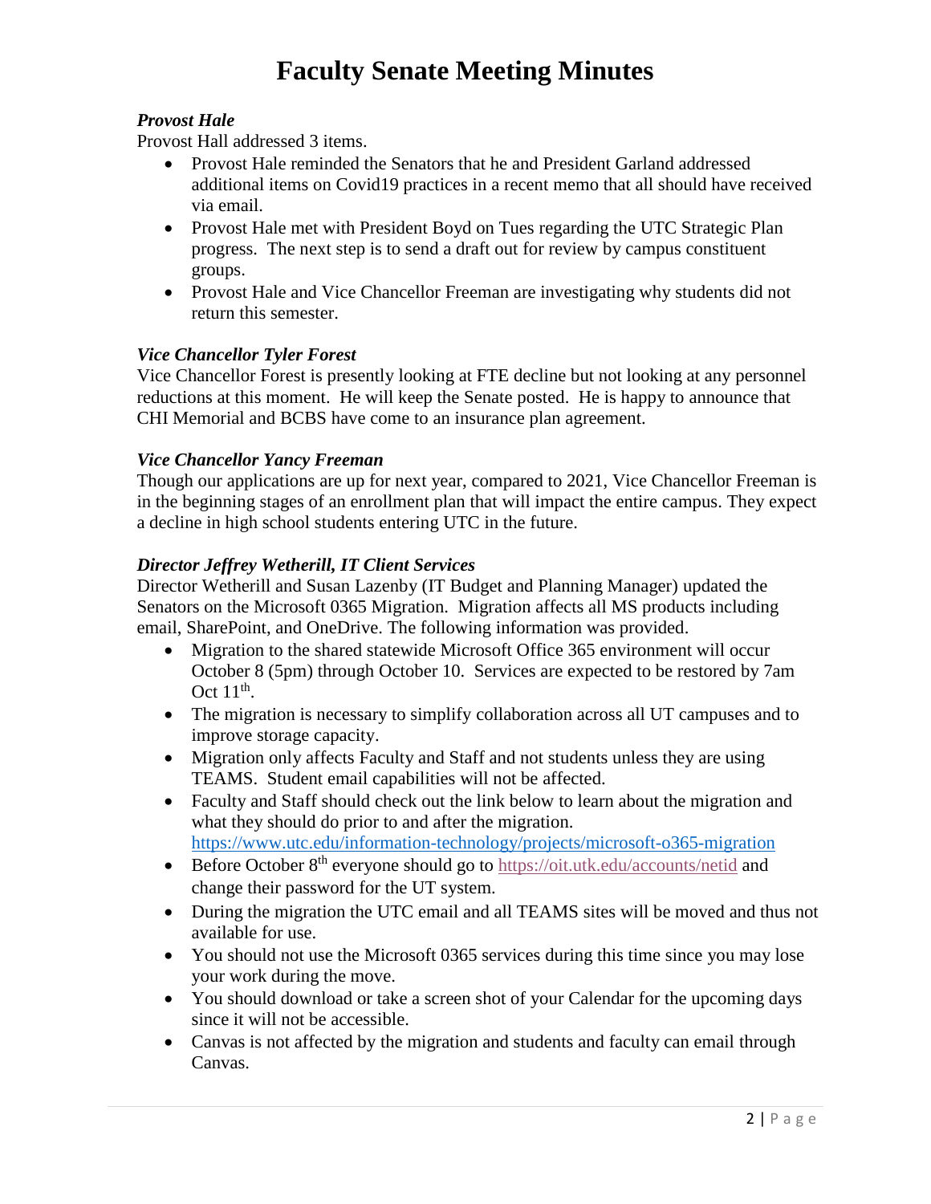# Faculty Senate Meeting Minutes

***Provost Hale***

Provost Hall addressed 3 items.

- Provost Hale reminded the Senators that he and President Garland addressed additional items on Covid19 practices in a recent memo that all should have received via email.
- Provost Hale met with President Boyd on Tues regarding the UTC Strategic Plan progress. The next step is to send a draft out for review by campus constituent groups.
- Provost Hale and Vice Chancellor Freeman are investigating why students did not return this semester.

***Vice Chancellor Tyler Forest***

Vice Chancellor Forest is presently looking at FTE decline but not looking at any personnel reductions at this moment. He will keep the Senate posted. He is happy to announce that CHI Memorial and BCBS have come to an insurance plan agreement.

***Vice Chancellor Yancy Freeman***

Though our applications are up for next year, compared to 2021, Vice Chancellor Freeman is in the beginning stages of an enrollment plan that will impact the entire campus. They expect a decline in high school students entering UTC in the future.

***Director Jeffrey Wetherill, IT Client Services***

Director Wetherill and Susan Lazenby (IT Budget and Planning Manager) updated the Senators on the Microsoft 0365 Migration. Migration affects all MS products including email, SharePoint, and OneDrive. The following information was provided.

- Migration to the shared statewide Microsoft Office 365 environment will occur October 8 (5pm) through October 10. Services are expected to be restored by 7am Oct 11th.
- The migration is necessary to simplify collaboration across all UT campuses and to improve storage capacity.
- Migration only affects Faculty and Staff and not students unless they are using TEAMS. Student email capabilities will not be affected.
- Faculty and Staff should check out the link below to learn about the migration and what they should do prior to and after the migration. https://www.utc.edu/information-technology/projects/microsoft-o365-migration
- Before October 8th everyone should go to https://oit.utk.edu/accounts/netid and change their password for the UT system.
- During the migration the UTC email and all TEAMS sites will be moved and thus not available for use.
- You should not use the Microsoft 0365 services during this time since you may lose your work during the move.
- You should download or take a screen shot of your Calendar for the upcoming days since it will not be accessible.
- Canvas is not affected by the migration and students and faculty can email through Canvas.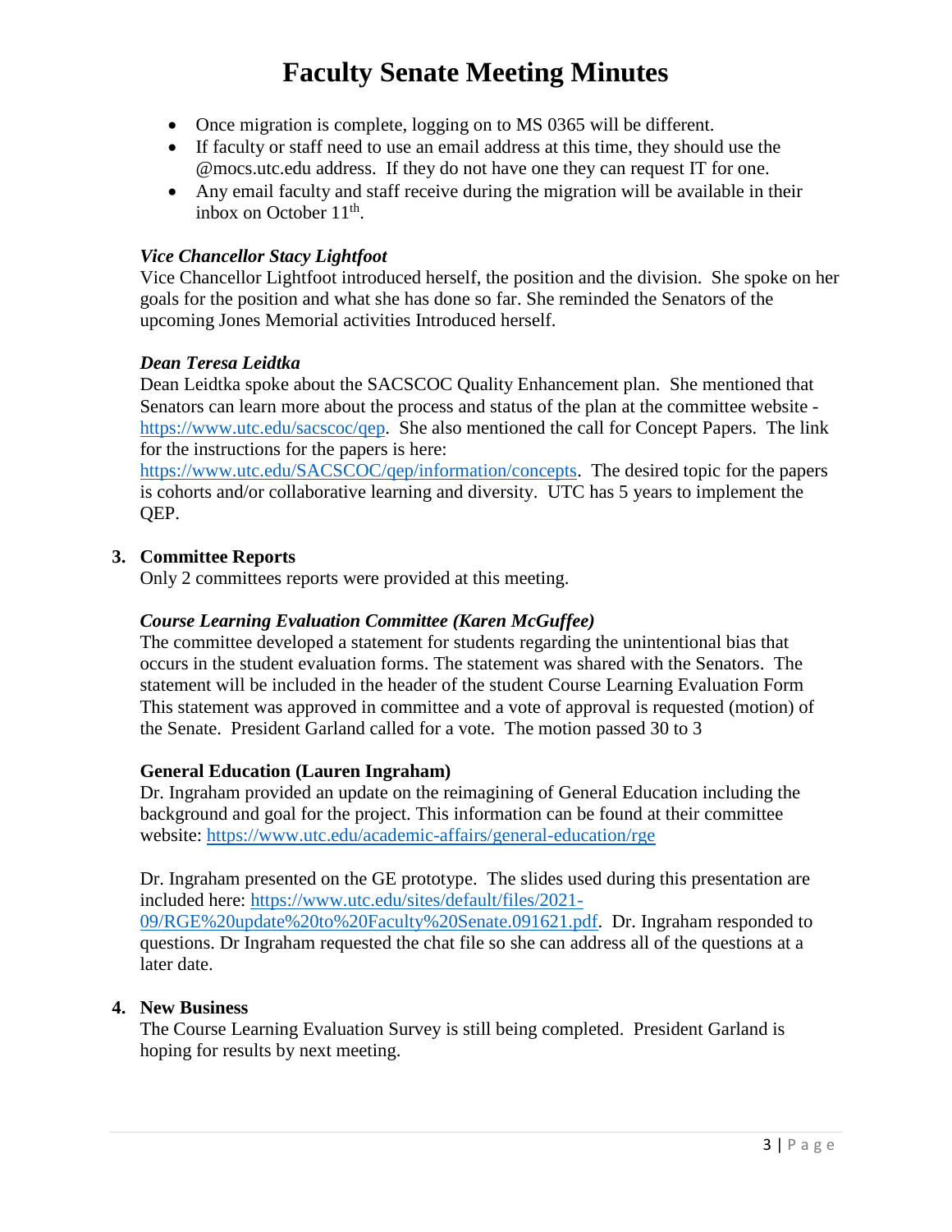# Faculty Senate Meeting Minutes

- Once migration is complete, logging on to MS 0365 will be different.
- If faculty or staff need to use an email address at this time, they should use the @mocs.utc.edu address. If they do not have one they can request IT for one.
- Any email faculty and staff receive during the migration will be available in their inbox on October 11th.

***Vice Chancellor Stacy Lightfoot***

Vice Chancellor Lightfoot introduced herself, the position and the division. She spoke on her goals for the position and what she has done so far. She reminded the Senators of the upcoming Jones Memorial activities Introduced herself.

***Dean Teresa Leidtka***

Dean Leidtka spoke about the SACSCOC Quality Enhancement plan. She mentioned that Senators can learn more about the process and status of the plan at the committee website - https://www.utc.edu/sacscoc/qep. She also mentioned the call for Concept Papers. The link for the instructions for the papers is here: https://www.utc.edu/SACSCOC/qep/information/concepts. The desired topic for the papers is cohorts and/or collaborative learning and diversity. UTC has 5 years to implement the QEP.

**3. Committee Reports**

Only 2 committees reports were provided at this meeting.

***Course Learning Evaluation Committee (Karen McGuffee)***

The committee developed a statement for students regarding the unintentional bias that occurs in the student evaluation forms. The statement was shared with the Senators. The statement will be included in the header of the student Course Learning Evaluation Form This statement was approved in committee and a vote of approval is requested (motion) of the Senate. President Garland called for a vote. The motion passed 30 to 3

**General Education (Lauren Ingraham)**

Dr. Ingraham provided an update on the reimagining of General Education including the background and goal for the project. This information can be found at their committee website: https://www.utc.edu/academic-affairs/general-education/rge

Dr. Ingraham presented on the GE prototype. The slides used during this presentation are included here: https://www.utc.edu/sites/default/files/2021-09/RGE%20update%20to%20Faculty%20Senate.091621.pdf. Dr. Ingraham responded to questions. Dr Ingraham requested the chat file so she can address all of the questions at a later date.

**4. New Business**

The Course Learning Evaluation Survey is still being completed. President Garland is hoping for results by next meeting.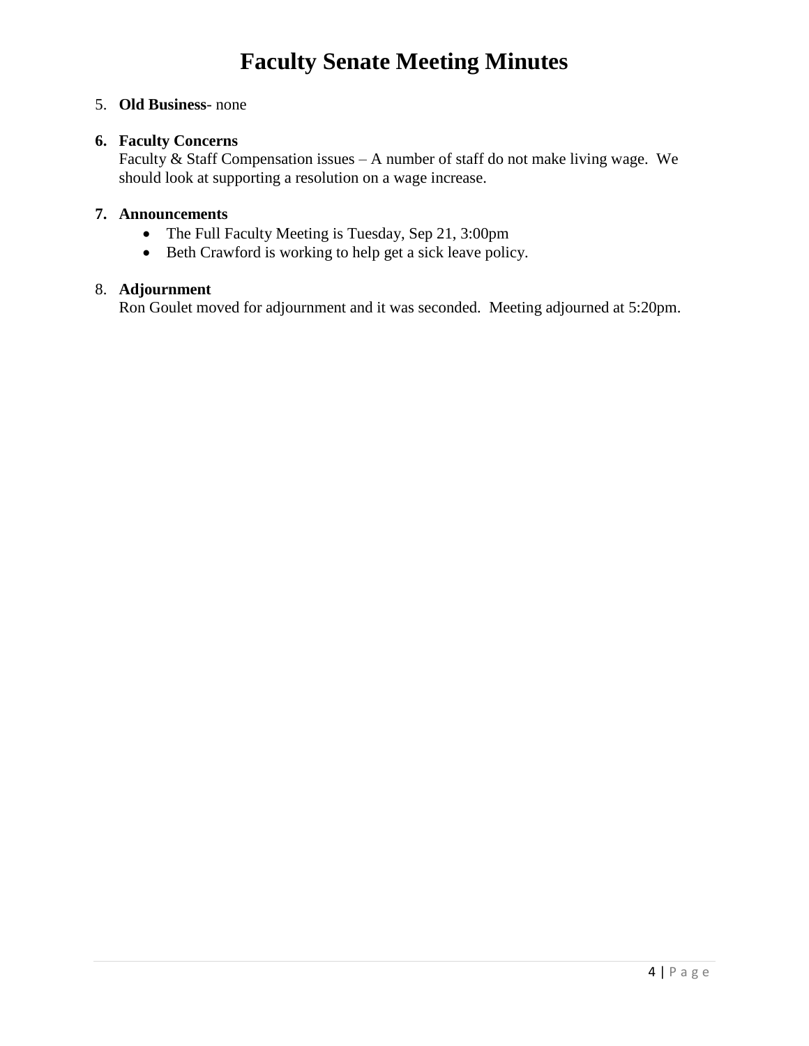# Faculty Senate Meeting Minutes

5. **Old Business**- none

6. **Faculty Concerns**
   Faculty & Staff Compensation issues – A number of staff do not make living wage. We should look at supporting a resolution on a wage increase.

7. **Announcements**
   - The Full Faculty Meeting is Tuesday, Sep 21, 3:00pm
   - Beth Crawford is working to help get a sick leave policy.

8. **Adjournment**
   Ron Goulet moved for adjournment and it was seconded. Meeting adjourned at 5:20pm.